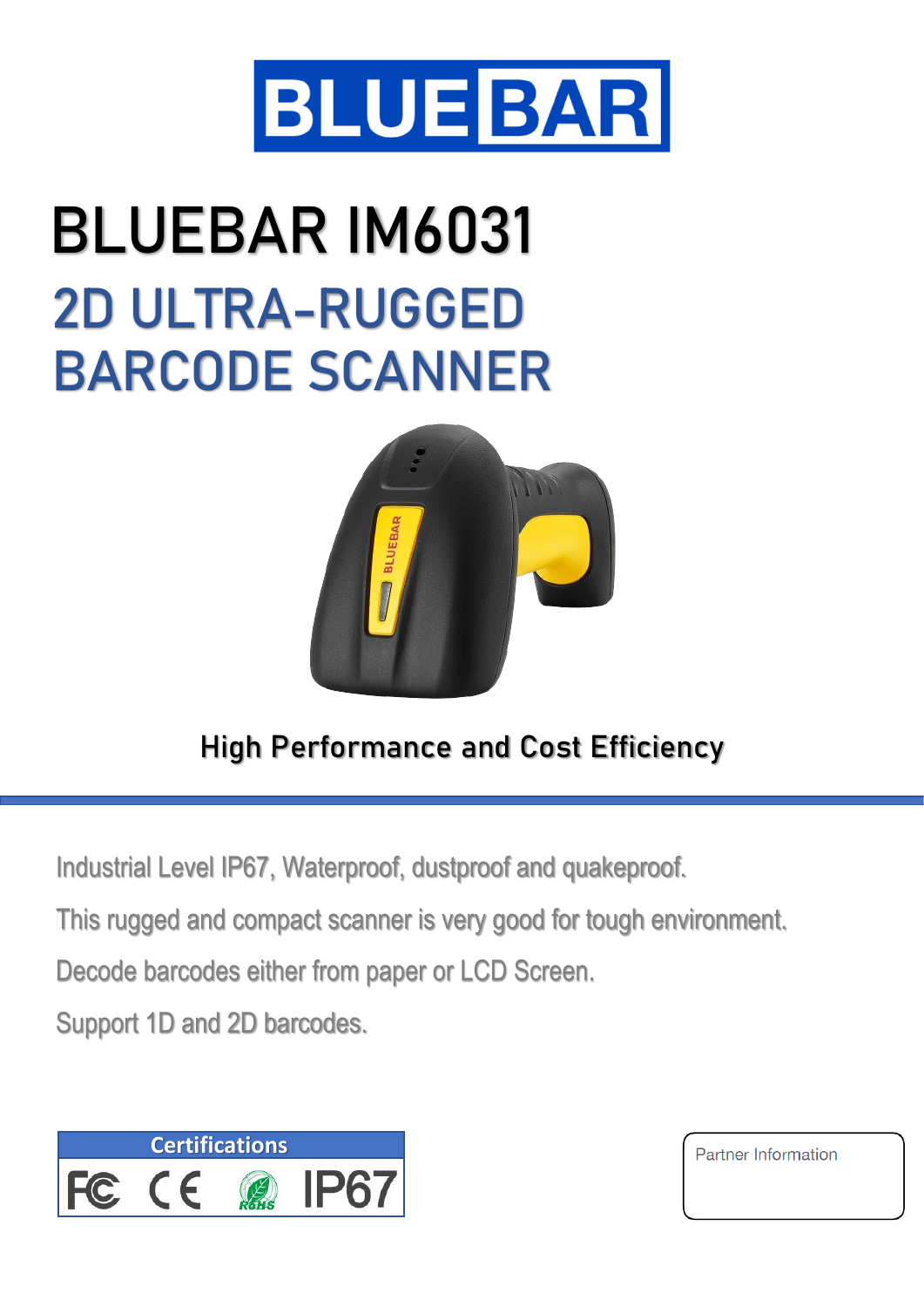# BLUEBAR

# BLUEBAR IM6031

## 2D ULTRA-RUGGED BARCODE SCANNER

High Performance and Cost Efficiency

---

Industrial Level IP67, Waterproof, dustproof and quakeproof.

This rugged and compact scanner is very good for tough environment.

Decode barcodes either from paper or LCD Screen.

Support 1D and 2D barcodes.

| Certifications |
| --- |
| FC CE RoHS IP67 |

Partner Information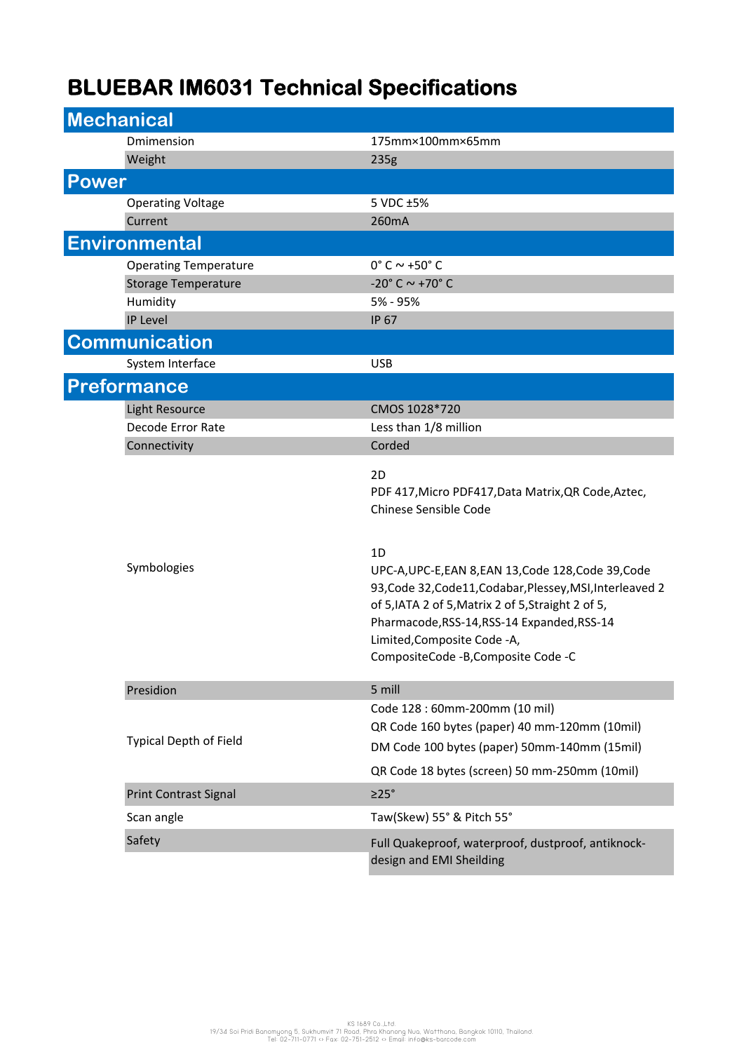# BLUEBAR IM6031 Technical Specifications

| | |
|---|---|
| **Mechanical** | |
| Dmimension | 175mm×100mm×65mm |
| Weight | 235g |
| **Power** | |
| Operating Voltage | 5 VDC ±5% |
| Current | 260mA |
| **Environmental** | |
| Operating Temperature | 0° C ~ +50° C |
| Storage Temperature | -20° C ~ +70° C |
| Humidity | 5% - 95% |
| IP Level | IP 67 |
| **Communication** | |
| System Interface | USB |
| **Preformance** | |
| Light Resource | CMOS 1028*720 |
| Decode Error Rate | Less than 1/8 million |
| Connectivity | Corded |
| Symbologies | 2D<br>PDF 417,Micro PDF417,Data Matrix,QR Code,Aztec, Chinese Sensible Code<br><br>1D<br>UPC-A,UPC-E,EAN 8,EAN 13,Code 128,Code 39,Code 93,Code 32,Code11,Codabar,Plessey,MSI,Interleaved 2 of 5,IATA 2 of 5,Matrix 2 of 5,Straight 2 of 5, Pharmacode,RSS-14,RSS-14 Expanded,RSS-14 Limited,Composite Code -A, CompositeCode -B,Composite Code -C |
| Presidion | 5 mill |
| Typical Depth of Field | Code 128 : 60mm-200mm (10 mil)<br>QR Code 160 bytes (paper) 40 mm-120mm (10mil)<br>DM Code 100 bytes (paper) 50mm-140mm (15mil)<br>QR Code 18 bytes (screen) 50 mm-250mm (10mil) |
| Print Contrast Signal | ≥25° |
| Scan angle | Taw(Skew) 55° & Pitch 55° |
| Safety | Full Quakeproof, waterproof, dustproof, antiknock-design and EMI Sheilding |

KS 1689 Co.,Ltd.
19/34 Soi Pridi Banomyong 5, Sukhumvit 71 Road, Phra Khanong Nua, Watthana, Bangkok 10110, Thailand.
Tel: 02-711-0771 ‹› Fax: 02-751-2512 ‹› Email: info@ks-barcode.com